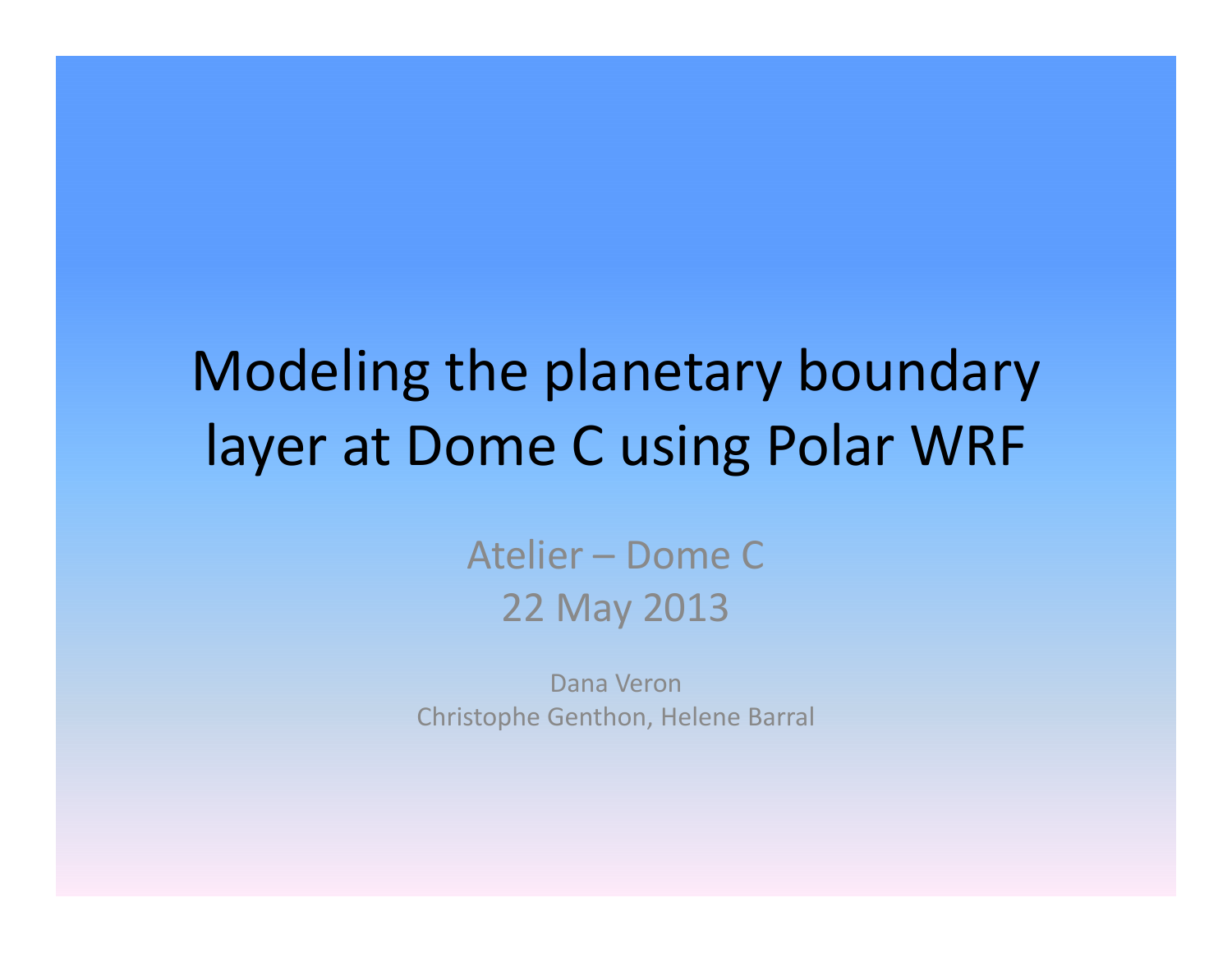# Modeling the planetary boundary layer at Dome C using Polar WRF

Atelier – Dome C
22 May 2013

Dana Veron
Christophe Genthon, Helene Barral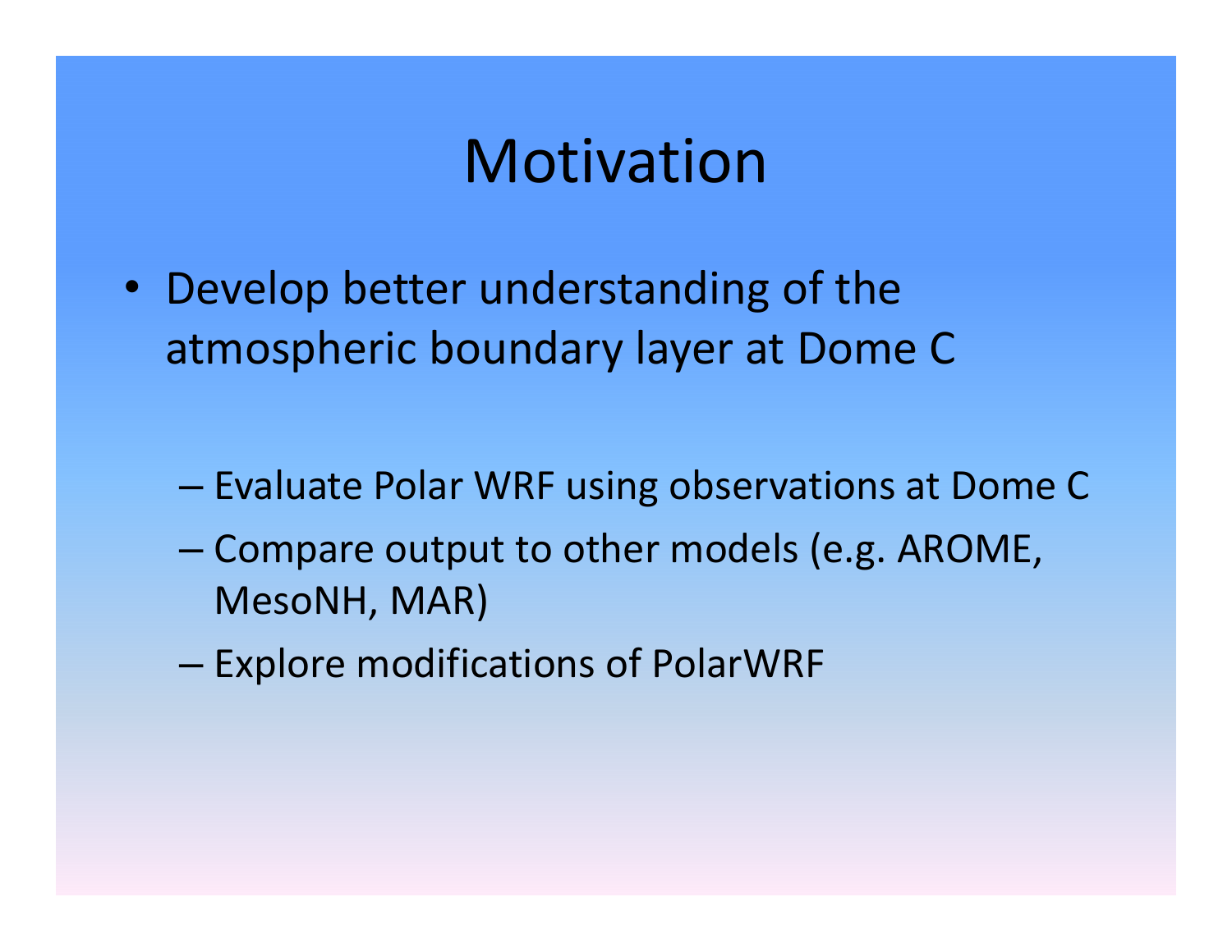# Motivation

- Develop better understanding of the atmospheric boundary layer at Dome C
  - Evaluate Polar WRF using observations at Dome C
  - Compare output to other models (e.g. AROME, MesoNH, MAR)
  - Explore modifications of PolarWRF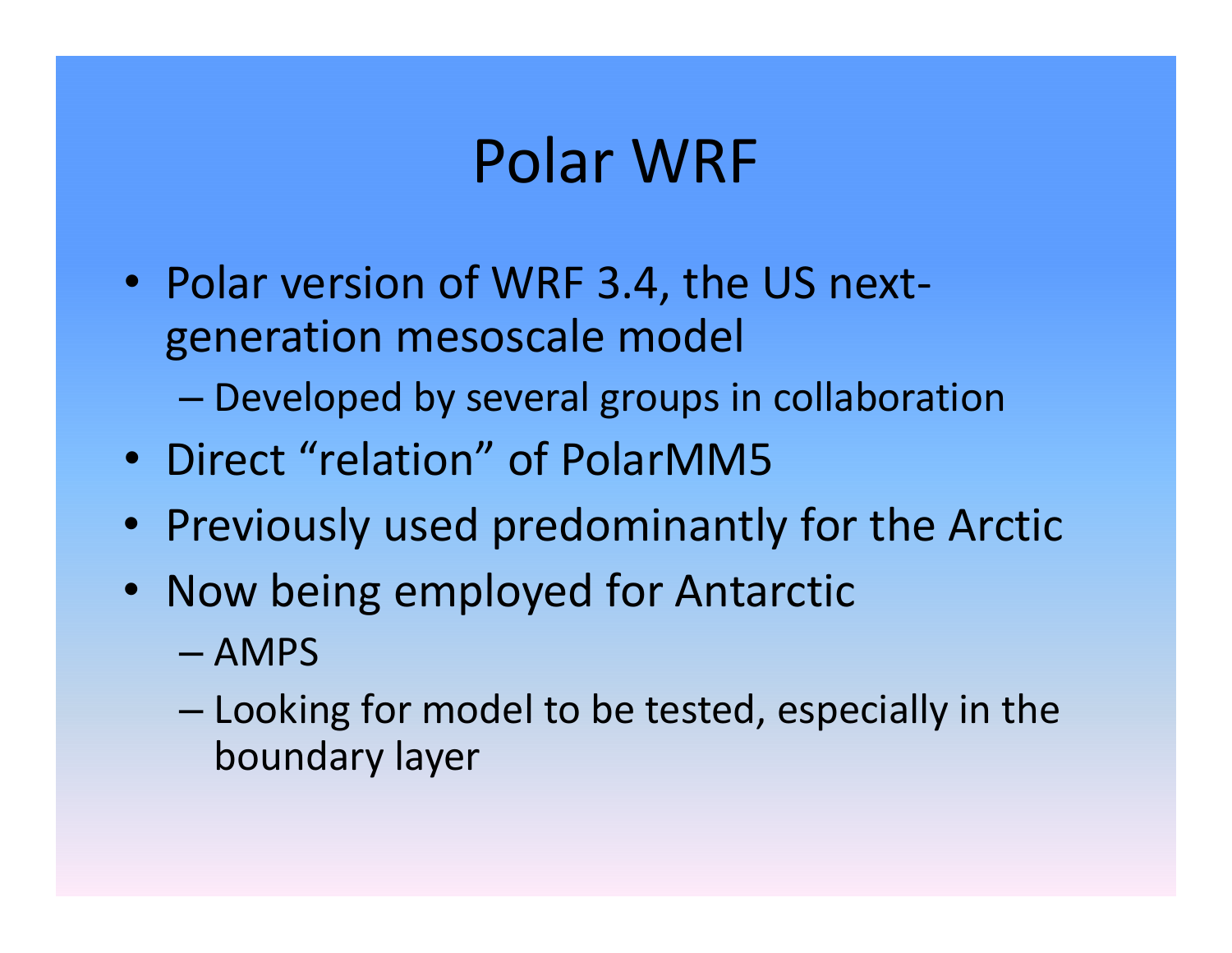# Polar WRF

- Polar version of WRF 3.4, the US next-generation mesoscale model
  - Developed by several groups in collaboration
- Direct “relation” of PolarMM5
- Previously used predominantly for the Arctic
- Now being employed for Antarctic
  - AMPS
  - Looking for model to be tested, especially in the boundary layer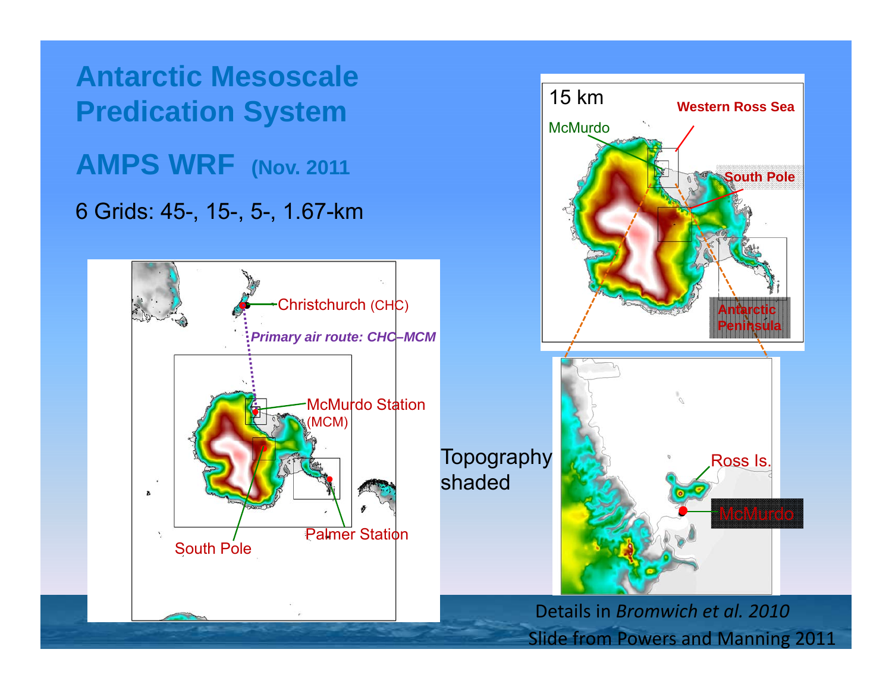# Antarctic Mesoscale Predication System

## AMPS WRF (Nov. 2011)

6 Grids: 45-, 15-, 5-, 1.67-km

Christchurch (CHC)

*Primary air route: CHC–MCM*

McMurdo Station (MCM)

South Pole

Palmer Station

Topography shaded

15 km

McMurdo

Western Ross Sea

South Pole

Antarctic Peninsula

Ross Is.

McMurdo

Details in *Bromwich et al. 2010*

Slide from Powers and Manning 2011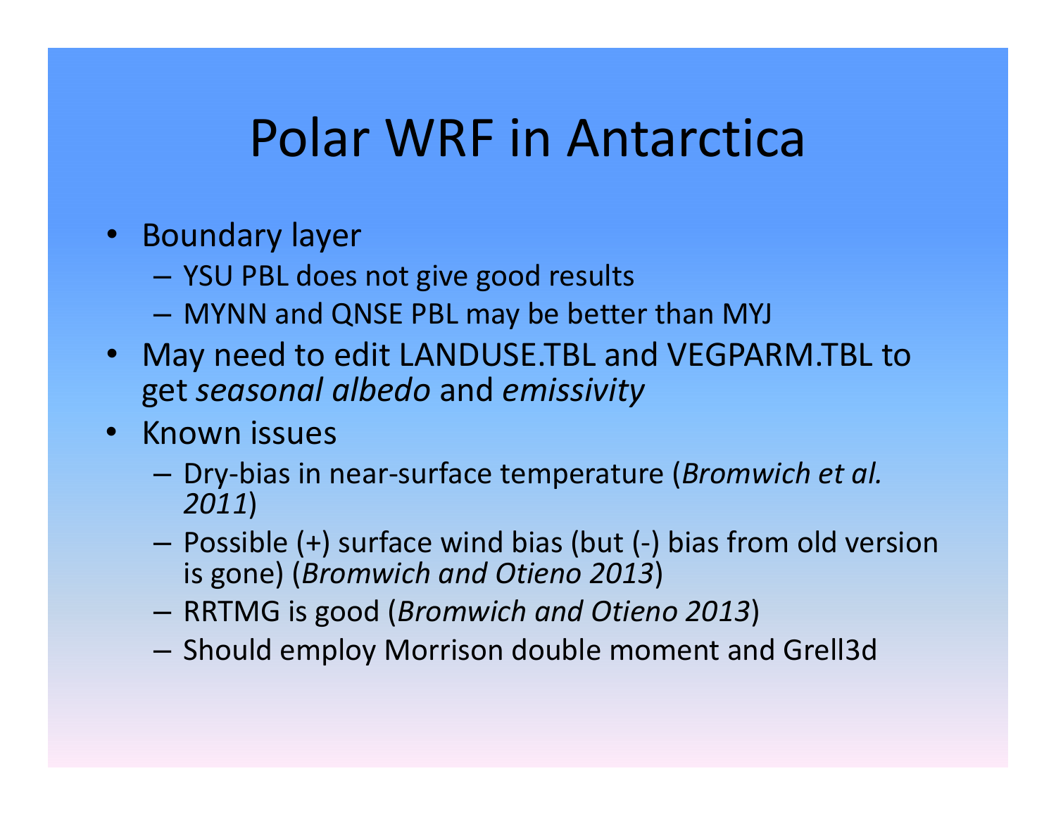# Polar WRF in Antarctica

- Boundary layer
  - YSU PBL does not give good results
  - MYNN and QNSE PBL may be better than MYJ
- May need to edit LANDUSE.TBL and VEGPARM.TBL to get *seasonal albedo* and *emissivity*
- Known issues
  - Dry-bias in near-surface temperature (*Bromwich et al. 2011*)
  - Possible (+) surface wind bias (but (-) bias from old version is gone) (*Bromwich and Otieno 2013*)
  - RRTMG is good (*Bromwich and Otieno 2013*)
  - Should employ Morrison double moment and Grell3d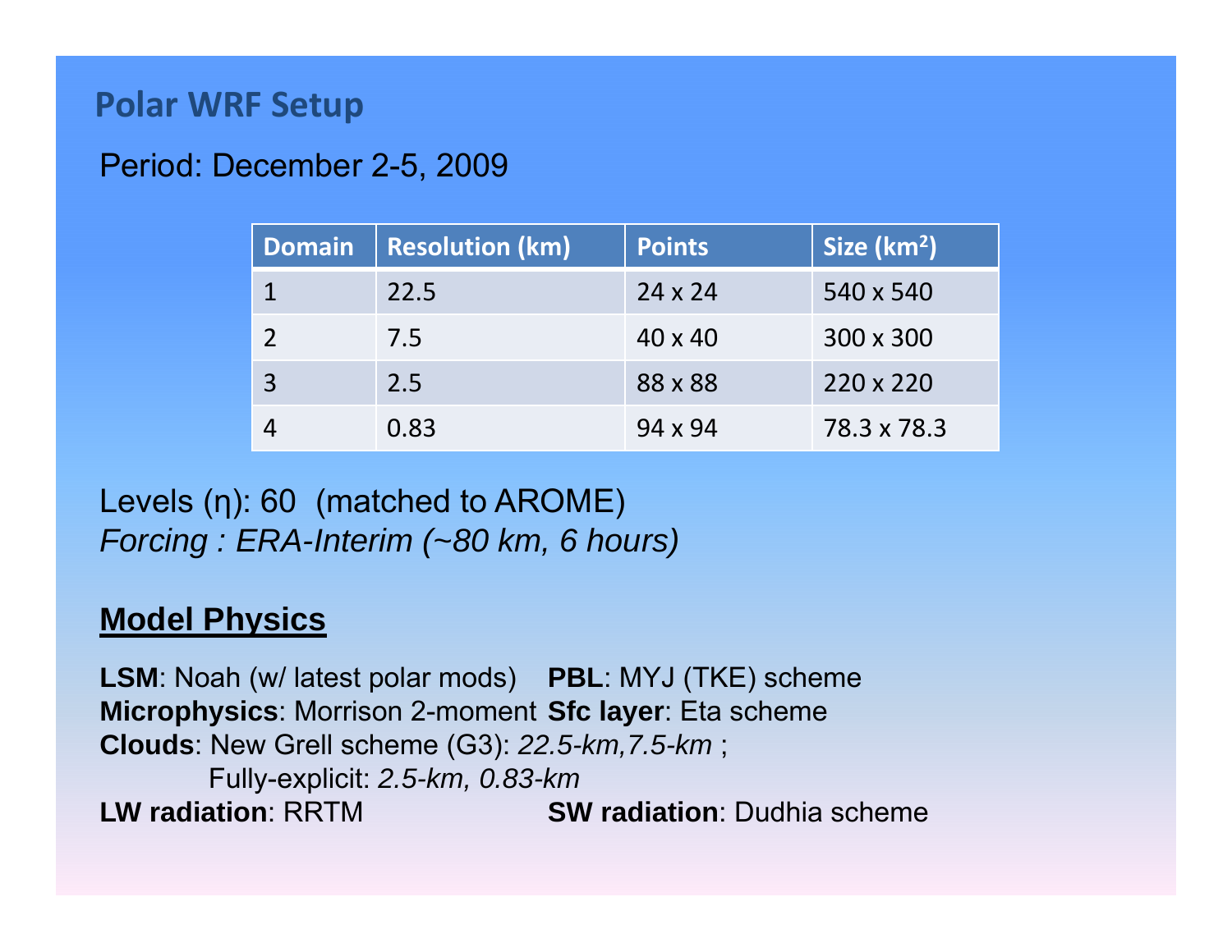## Polar WRF Setup

Period: December 2-5, 2009

| Domain | Resolution (km) | Points | Size ($km^2$) |
|---|---|---|---|
| 1 | 22.5 | 24 x 24 | 540 x 540 |
| 2 | 7.5 | 40 x 40 | 300 x 300 |
| 3 | 2.5 | 88 x 88 | 220 x 220 |
| 4 | 0.83 | 94 x 94 | 78.3 x 78.3 |

Levels ($\eta$): 60 (matched to AROME)
*Forcing : ERA-Interim (~80 km, 6 hours)*

### Model Physics

**LSM**: Noah (w/ latest polar mods)
**PBL**: MYJ (TKE) scheme
**Microphysics**: Morrison 2-moment
**Sfc layer**: Eta scheme
**Clouds**: New Grell scheme (G3): *22.5-km,7.5-km* ;
Fully-explicit: *2.5-km, 0.83-km*
**LW radiation**: RRTM
**SW radiation**: Dudhia scheme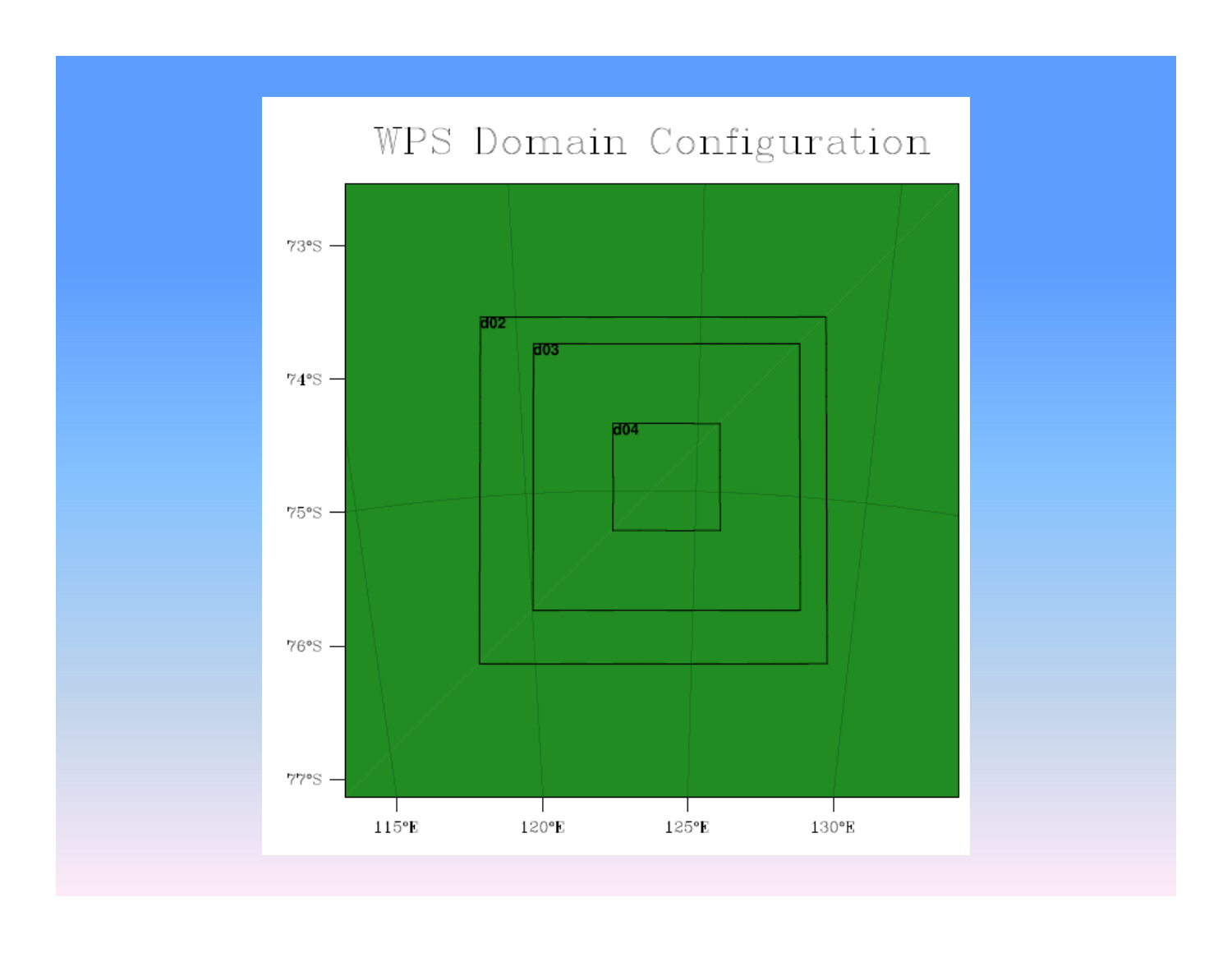# WPS Domain Configuration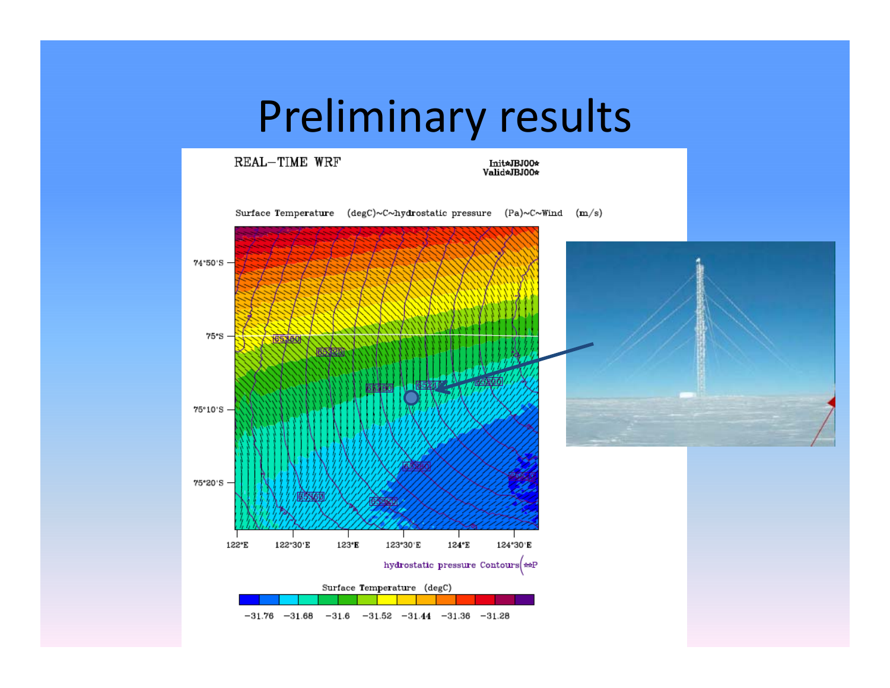# Preliminary results

REAL−TIME WRF

Init☆JBJ00☆
Valid☆JBJ00☆

Surface Temperature (degC)~C~hydrostatic pressure (Pa)~C~Wind (m/s)

74°50'S

75°S

75°10'S

75°20'S

122°E 122°30'E 123°E 123°30'E 124°E 124°30'E

hydrostatic pressure Contours(☆☆P

Surface Temperature (degC)

−31.76 −31.68 −31.6 −31.52 −31.44 −31.36 −31.28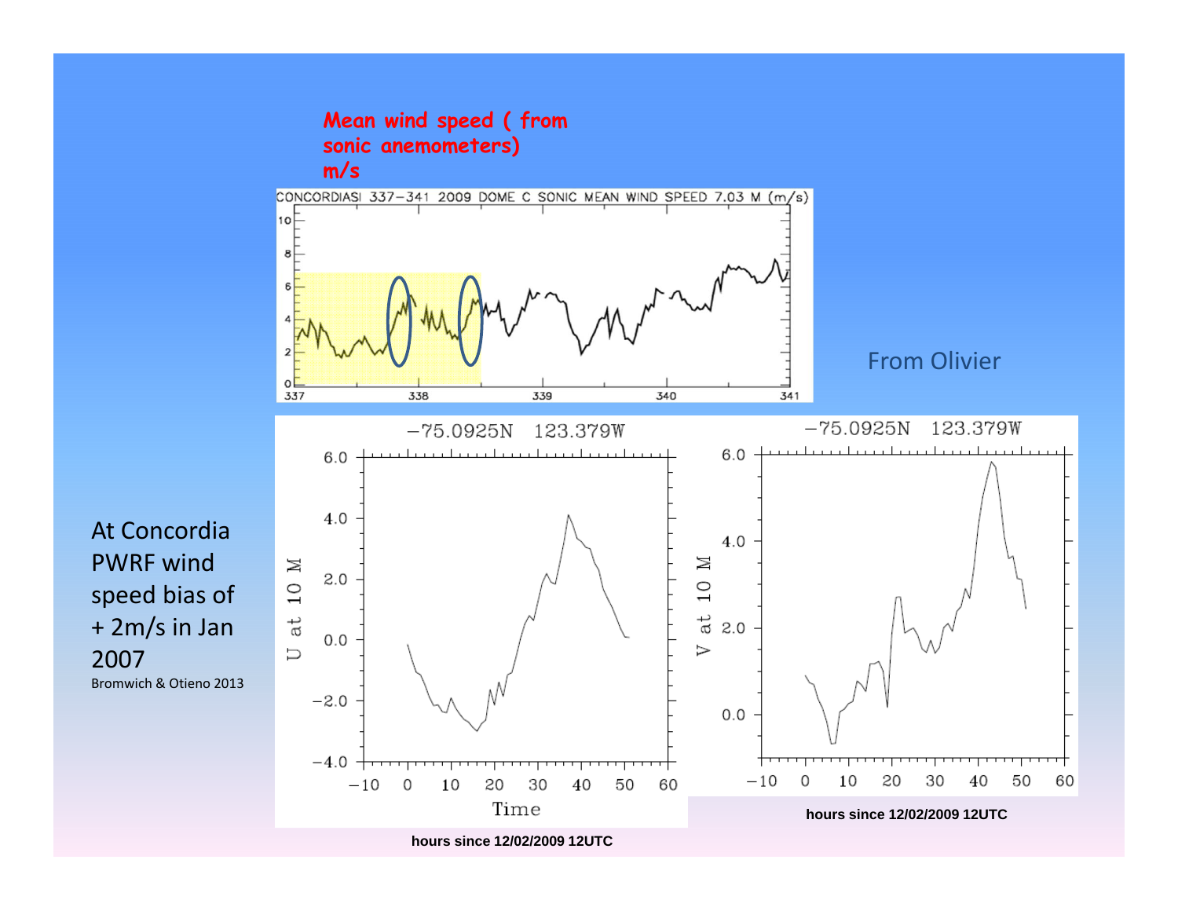Mean wind speed ( from sonic anemometers) m/s

CONCORDIASI 337–341 2009 DOME C SONIC MEAN WIND SPEED 7.03 M (m/s)

From Olivier

At Concordia PWRF wind speed bias of + 2m/s in Jan 2007

Bromwich & Otieno 2013

−75.0925N 123.379W

U at 10 M

Time

hours since 12/02/2009 12UTC

−75.0925N 123.379W

V at 10 M

hours since 12/02/2009 12UTC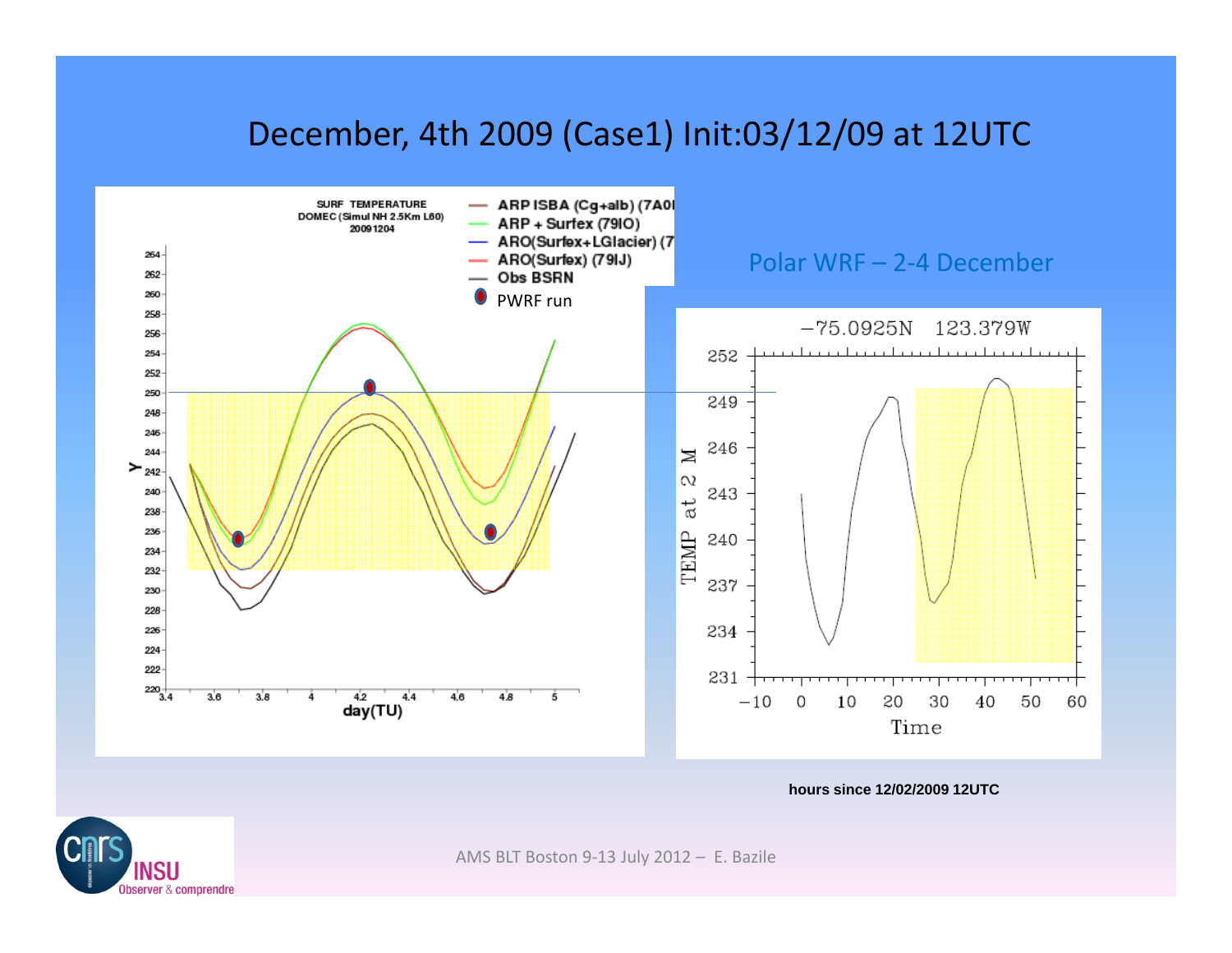# December, 4th 2009 (Case1) Init:03/12/09 at 12UTC

SURF TEMPERATURE
DOMEC (Simul NH 2.5Km L60)
20091204

- ARP ISBA (Cg+alb) (7A0I
- ARP + Surfex (79IO)
- ARO(Surfex+LGlacier) (7
- ARO(Surfex) (79IJ)
- Obs BSRN
- PWRF run

Polar WRF – 2-4 December

−75.0925N 123.379W

hours since 12/02/2009 12UTC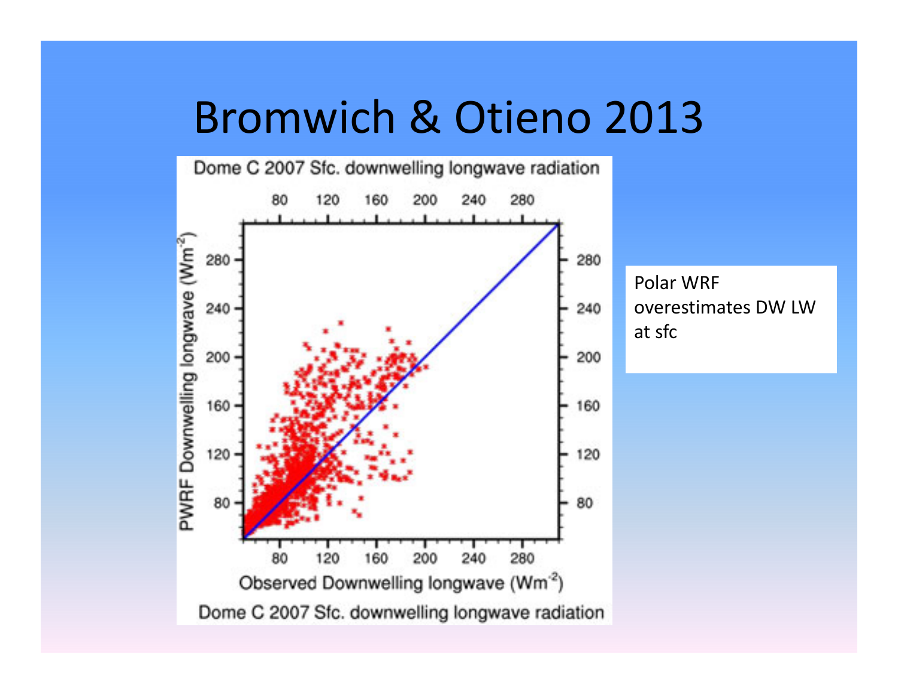# Bromwich & Otieno 2013

Dome C 2007 Sfc. downwelling longwave radiation

Polar WRF overestimates DW LW at sfc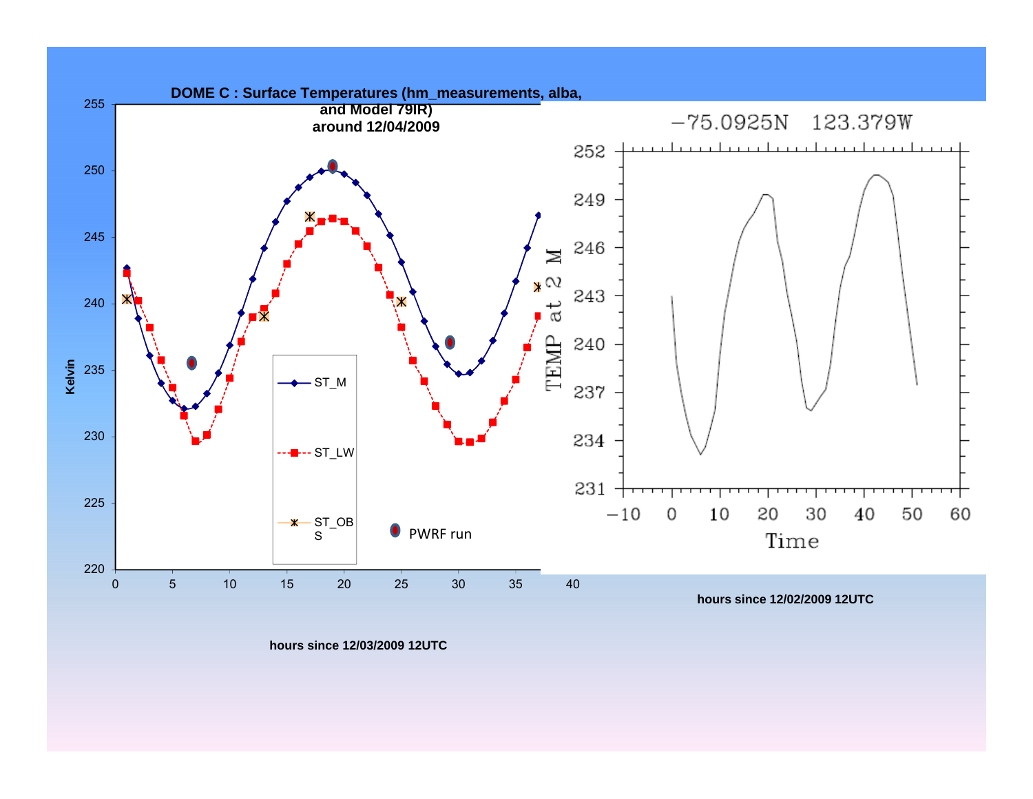**DOME C : Surface Temperatures (hm_measurements, alba, and Model 79IR) around 12/04/2009**

hours since 12/03/2009 12UTC

**−75.0925N 123.379W**

hours since 12/02/2009 12UTC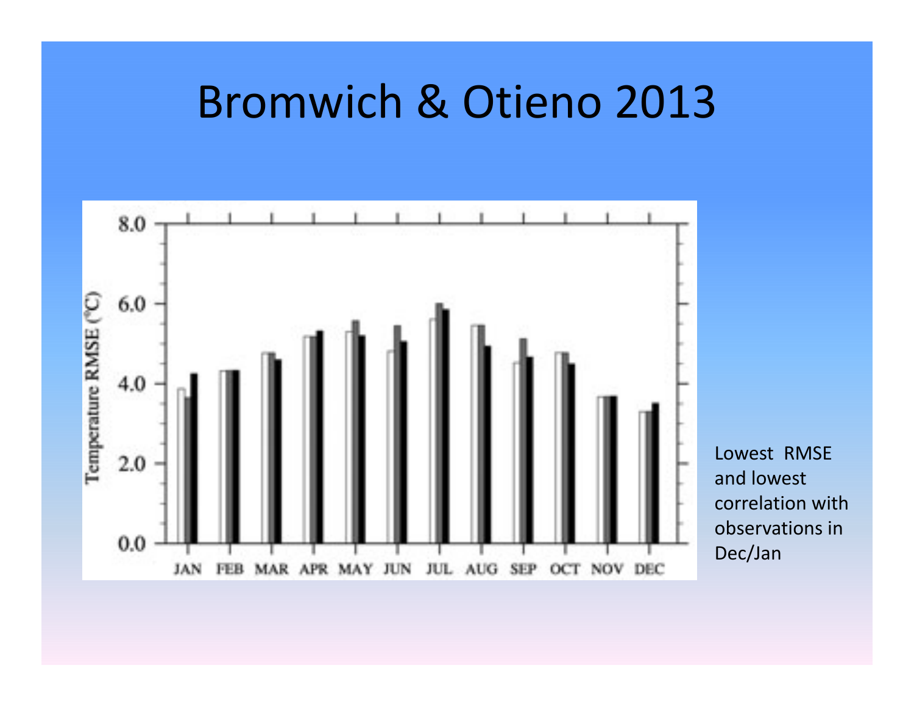# Bromwich & Otieno 2013

Temperature RMSE (°C)

JAN FEB MAR APR MAY JUN JUL AUG SEP OCT NOV DEC

Lowest RMSE and lowest correlation with observations in Dec/Jan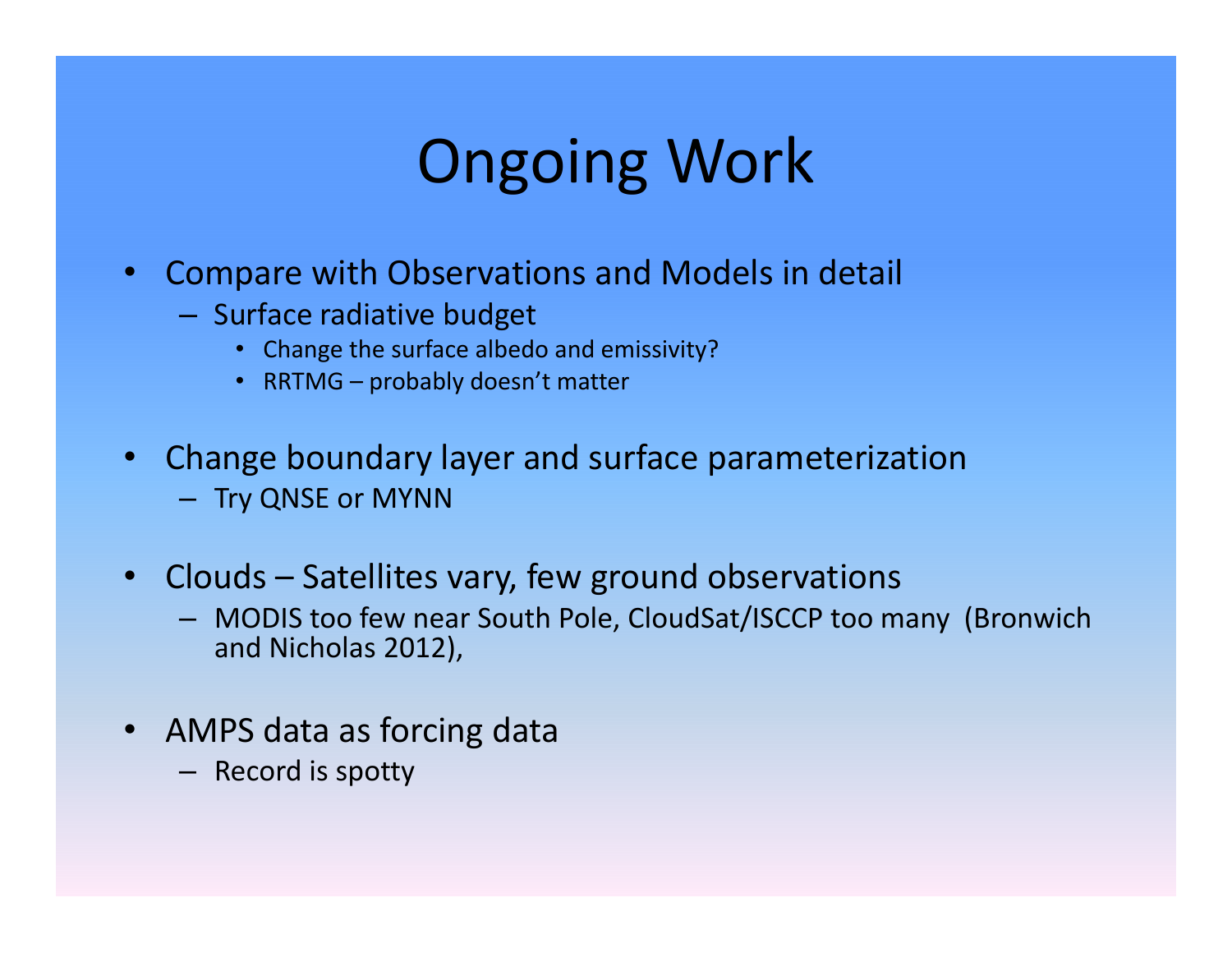# Ongoing Work

- Compare with Observations and Models in detail
  - Surface radiative budget
    - Change the surface albedo and emissivity?
    - RRTMG – probably doesn't matter

- Change boundary layer and surface parameterization
  - Try QNSE or MYNN

- Clouds – Satellites vary, few ground observations
  - MODIS too few near South Pole, CloudSat/ISCCP too many (Bronwich and Nicholas 2012),

- AMPS data as forcing data
  - Record is spotty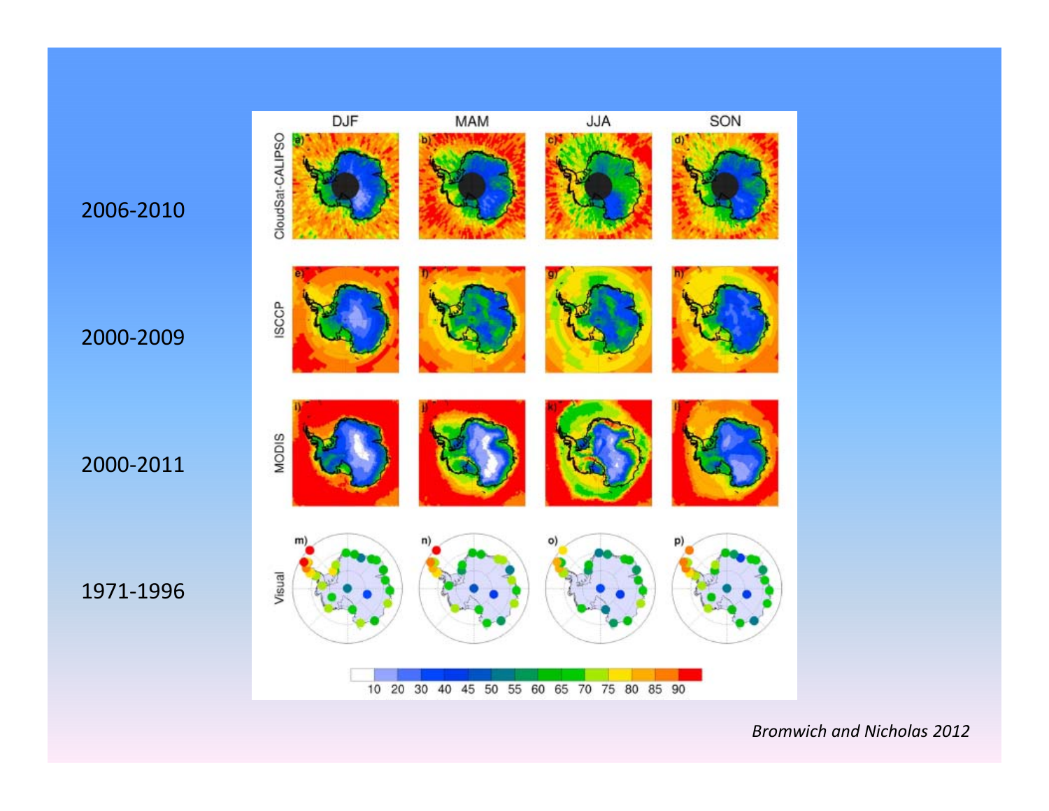2006-2010

2000-2009

2000-2011

1971-1996

*Bromwich and Nicholas 2012*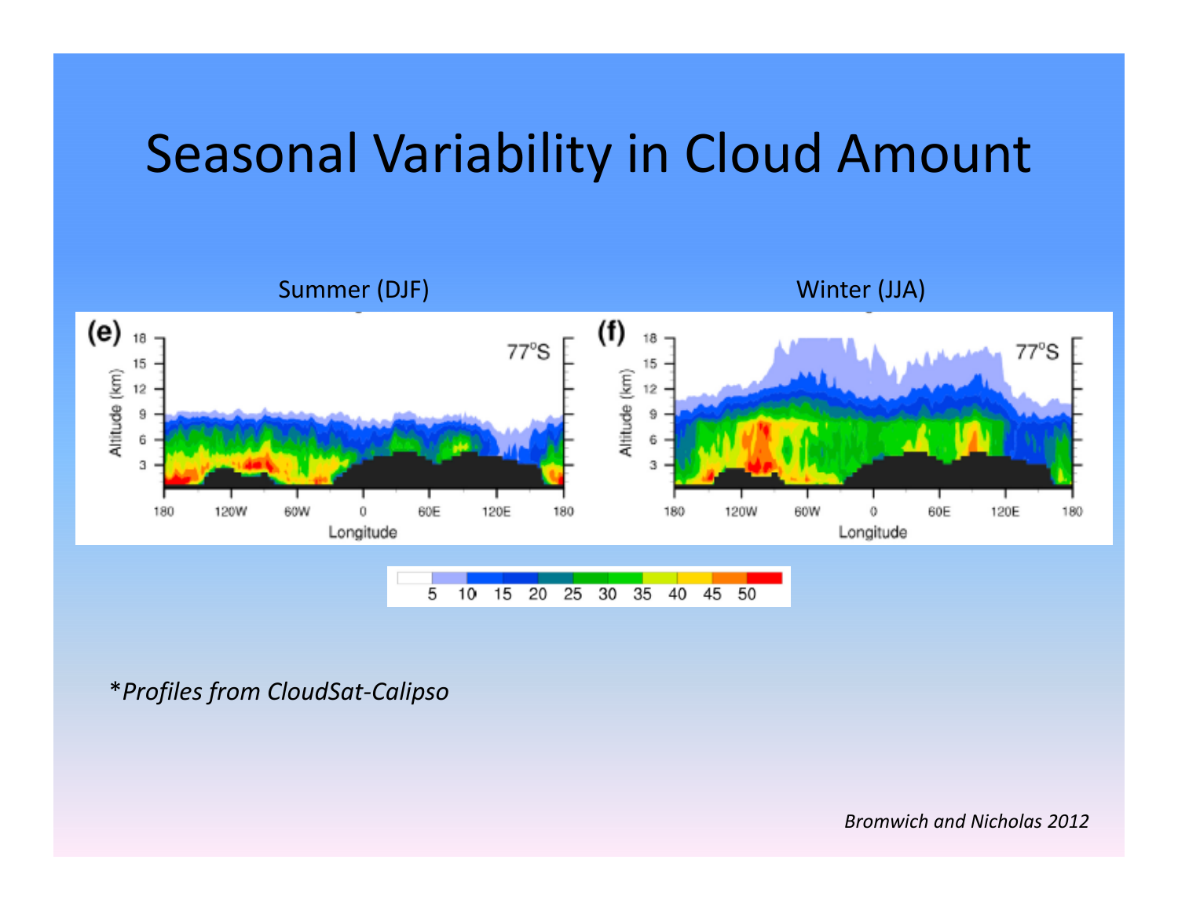# Seasonal Variability in Cloud Amount

Summer (DJF)

Winter (JJA)

(e)

77°S

Altitude (km)

18
15
12
9
6
3

180 120W 60W 0 60E 120E 180

Longitude

(f)

77°S

Altitude (km)

18
15
12
9
6
3

180 120W 60W 0 60E 120E 180

Longitude

5 10 15 20 25 30 35 40 45 50

**Profiles from CloudSat-Calipso*

*Bromwich and Nicholas 2012*